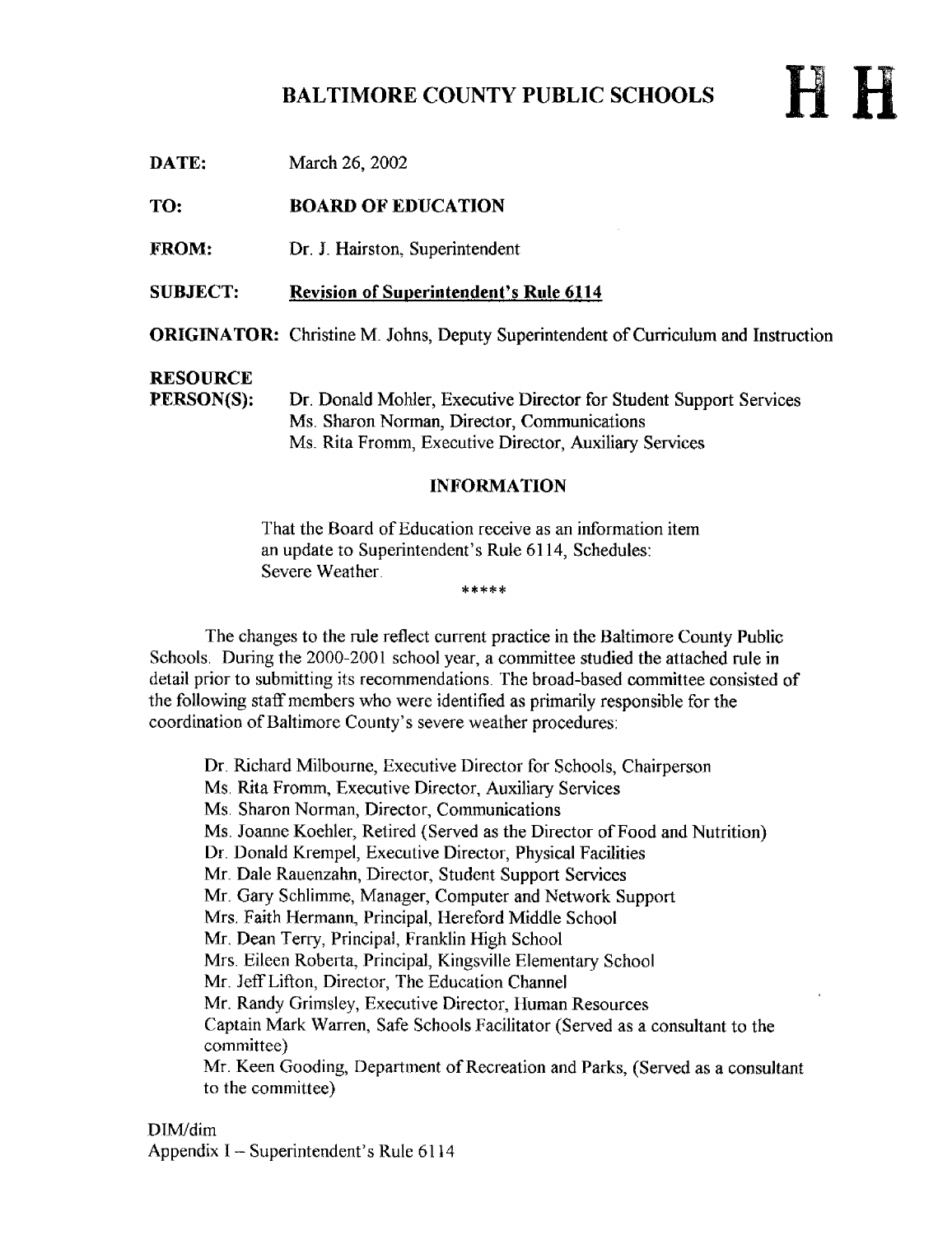# BALTIMORE COUNTY PUBLIC SCHOOLS

**H H**

**DATE:** March 26, 2002

**TO:** **BOARD OF EDUCATION**

**FROM:** Dr. J. Hairston, Superintendent

**SUBJECT:** **Revision of Superintendent's Rule 6114**

**ORIGINATOR:** Christine M. Johns, Deputy Superintendent of Curriculum and Instruction

**RESOURCE PERSON(S):** Dr. Donald Mohler, Executive Director for Student Support Services
Ms. Sharon Norman, Director, Communications
Ms. Rita Fromm, Executive Director, Auxiliary Services

## INFORMATION

That the Board of Education receive as an information item an update to Superintendent's Rule 6114, Schedules: Severe Weather.

\*\*\*\*\*

The changes to the rule reflect current practice in the Baltimore County Public Schools. During the 2000-2001 school year, a committee studied the attached rule in detail prior to submitting its recommendations. The broad-based committee consisted of the following staff members who were identified as primarily responsible for the coordination of Baltimore County's severe weather procedures:

Dr. Richard Milbourne, Executive Director for Schools, Chairperson
Ms. Rita Fromm, Executive Director, Auxiliary Services
Ms. Sharon Norman, Director, Communications
Ms. Joanne Koehler, Retired (Served as the Director of Food and Nutrition)
Dr. Donald Krempel, Executive Director, Physical Facilities
Mr. Dale Rauenzahn, Director, Student Support Services
Mr. Gary Schlimme, Manager, Computer and Network Support
Mrs. Faith Hermann, Principal, Hereford Middle School
Mr. Dean Terry, Principal, Franklin High School
Mrs. Eileen Roberta, Principal, Kingsville Elementary School
Mr. Jeff Lifton, Director, The Education Channel
Mr. Randy Grimsley, Executive Director, Human Resources
Captain Mark Warren, Safe Schools Facilitator (Served as a consultant to the committee)
Mr. Keen Gooding, Department of Recreation and Parks, (Served as a consultant to the committee)

DIM/dim
Appendix I – Superintendent's Rule 6114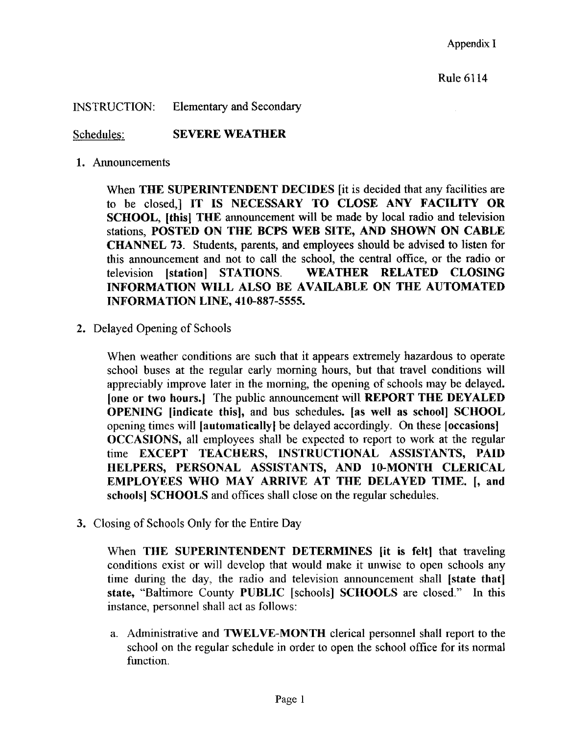Appendix I

Rule 6114

INSTRUCTION: Elementary and Secondary

Schedules: **SEVERE WEATHER**

1. Announcements

   When **THE SUPERINTENDENT DECIDES** [it is decided that any facilities are to be closed,] **IT IS NECESSARY TO CLOSE ANY FACILITY OR SCHOOL, [this] THE** announcement will be made by local radio and television stations, **POSTED ON THE BCPS WEB SITE, AND SHOWN ON CABLE CHANNEL 73.** Students, parents, and employees should be advised to listen for this announcement and not to call the school, the central office, or the radio or television **[station] STATIONS. WEATHER RELATED CLOSING INFORMATION WILL ALSO BE AVAILABLE ON THE AUTOMATED INFORMATION LINE, 410-887-5555.**

2. Delayed Opening of Schools

   When weather conditions are such that it appears extremely hazardous to operate school buses at the regular early morning hours, but that travel conditions will appreciably improve later in the morning, the opening of schools may be delayed. **[one or two hours.]** The public announcement will **REPORT THE DEYALED OPENING [indicate this],** and bus schedules. **[as well as school] SCHOOL** opening times will **[automatically]** be delayed accordingly. On these **[occasions] OCCASIONS,** all employees shall be expected to report to work at the regular time **EXCEPT TEACHERS, INSTRUCTIONAL ASSISTANTS, PAID HELPERS, PERSONAL ASSISTANTS, AND 10-MONTH CLERICAL EMPLOYEES WHO MAY ARRIVE AT THE DELAYED TIME. [, and schools] SCHOOLS** and offices shall close on the regular schedules.

3. Closing of Schools Only for the Entire Day

   When **THE SUPERINTENDENT DETERMINES [it is felt]** that traveling conditions exist or will develop that would make it unwise to open schools any time during the day, the radio and television announcement shall **[state that] state,** "Baltimore County **PUBLIC** [schools] **SCHOOLS** are closed." In this instance, personnel shall act as follows:

   a. Administrative and **TWELVE-MONTH** clerical personnel shall report to the school on the regular schedule in order to open the school office for its normal function.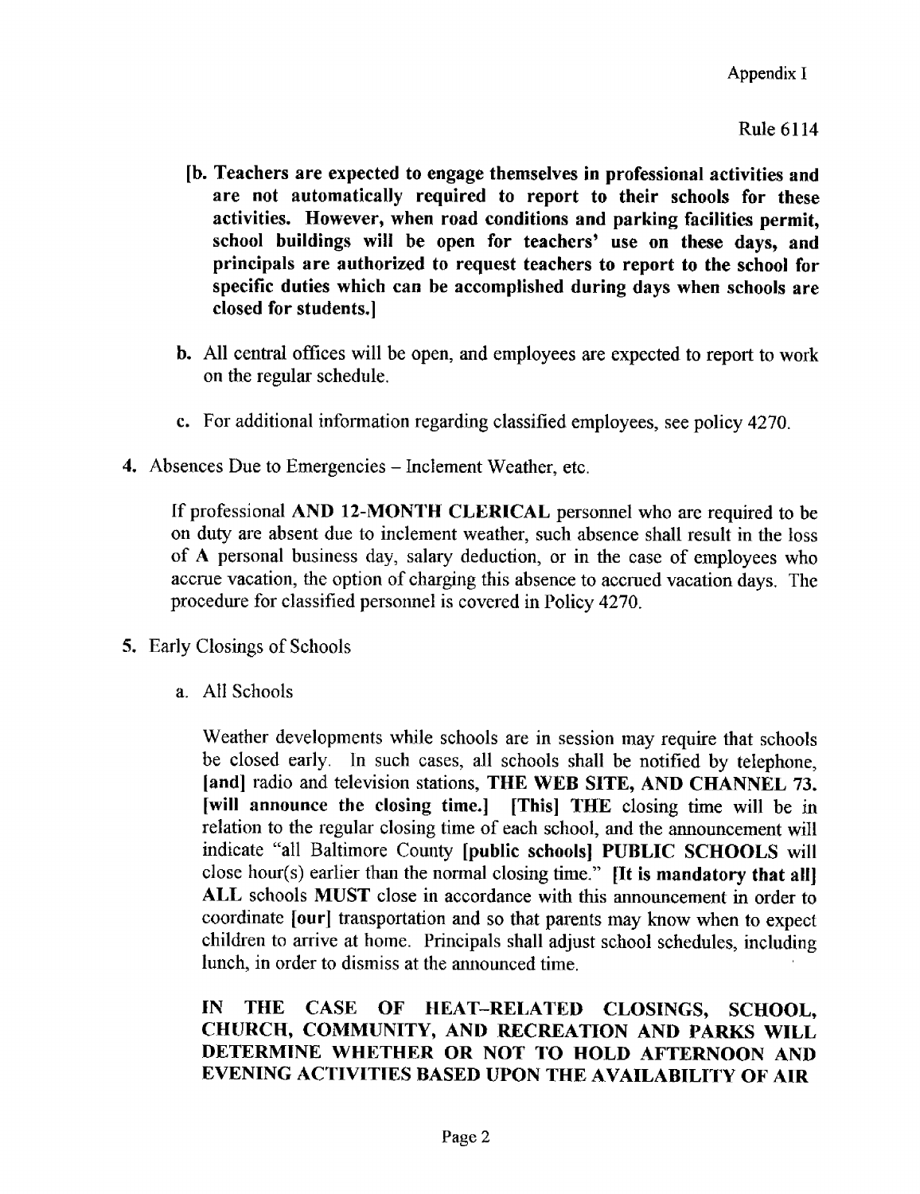Appendix I

Rule 6114

**[b. Teachers are expected to engage themselves in professional activities and are not automatically required to report to their schools for these activities. However, when road conditions and parking facilities permit, school buildings will be open for teachers' use on these days, and principals are authorized to request teachers to report to the school for specific duties which can be accomplished during days when schools are closed for students.]**

b. All central offices will be open, and employees are expected to report to work on the regular schedule.

c. For additional information regarding classified employees, see policy 4270.

4. Absences Due to Emergencies – Inclement Weather, etc.

   If professional **AND 12-MONTH CLERICAL** personnel who are required to be on duty are absent due to inclement weather, such absence shall result in the loss of **A** personal business day, salary deduction, or in the case of employees who accrue vacation, the option of charging this absence to accrued vacation days. The procedure for classified personnel is covered in Policy 4270.

5. Early Closings of Schools

   a. All Schools

   Weather developments while schools are in session may require that schools be closed early. In such cases, all schools shall be notified by telephone, **[and]** radio and television stations, **THE WEB SITE, AND CHANNEL 73. [will announce the closing time.] [This] THE** closing time will be in relation to the regular closing time of each school, and the announcement will indicate "all Baltimore County **[public schools] PUBLIC SCHOOLS** will close hour(s) earlier than the normal closing time." **[It is mandatory that all] ALL** schools **MUST** close in accordance with this announcement in order to coordinate **[our]** transportation and so that parents may know when to expect children to arrive at home. Principals shall adjust school schedules, including lunch, in order to dismiss at the announced time.

   **IN THE CASE OF HEAT-RELATED CLOSINGS, SCHOOL, CHURCH, COMMUNITY, AND RECREATION AND PARKS WILL DETERMINE WHETHER OR NOT TO HOLD AFTERNOON AND EVENING ACTIVITIES BASED UPON THE AVAILABILITY OF AIR**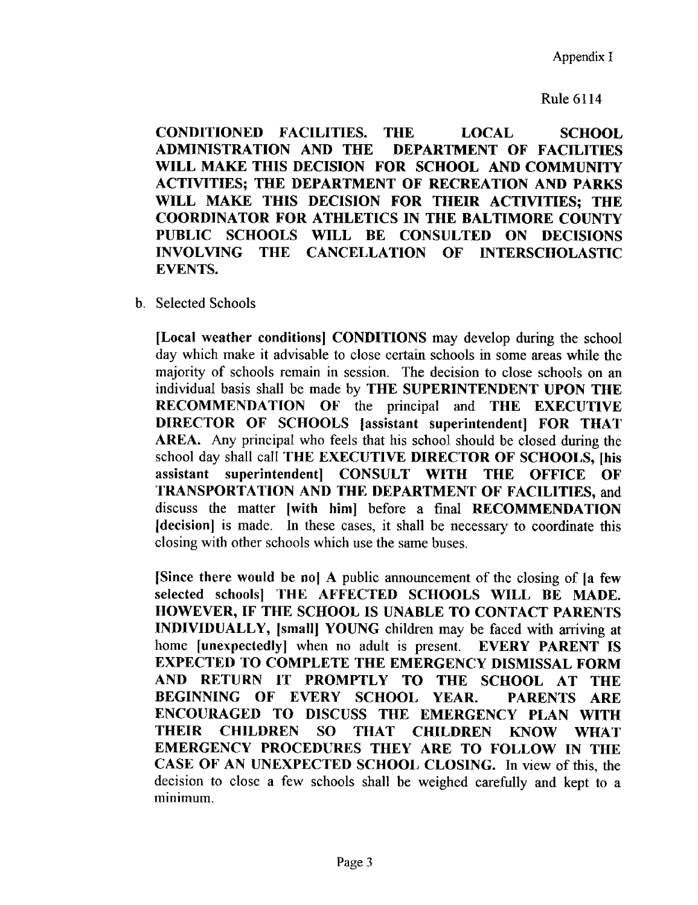**CONDITIONED FACILITIES. THE LOCAL SCHOOL ADMINISTRATION AND THE DEPARTMENT OF FACILITIES WILL MAKE THIS DECISION FOR SCHOOL AND COMMUNITY ACTIVITIES; THE DEPARTMENT OF RECREATION AND PARKS WILL MAKE THIS DECISION FOR THEIR ACTIVITIES; THE COORDINATOR FOR ATHLETICS IN THE BALTIMORE COUNTY PUBLIC SCHOOLS WILL BE CONSULTED ON DECISIONS INVOLVING THE CANCELLATION OF INTERSCHOLASTIC EVENTS.**

b. Selected Schools

**[Local weather conditions] CONDITIONS** may develop during the school day which make it advisable to close certain schools in some areas while the majority of schools remain in session. The decision to close schools on an individual basis shall be made by **THE SUPERINTENDENT UPON THE RECOMMENDATION OF** the principal and **THE EXECUTIVE DIRECTOR OF SCHOOLS [assistant superintendent] FOR THAT AREA.** Any principal who feels that his school should be closed during the school day shall call **THE EXECUTIVE DIRECTOR OF SCHOOLS, [his assistant superintendent] CONSULT WITH THE OFFICE OF TRANSPORTATION AND THE DEPARTMENT OF FACILITIES,** and discuss the matter **[with him]** before a final **RECOMMENDATION [decision]** is made. In these cases, it shall be necessary to coordinate this closing with other schools which use the same buses.

**[Since there would be no]** A public announcement of the closing of **[a few selected schools] THE AFFECTED SCHOOLS WILL BE MADE. HOWEVER, IF THE SCHOOL IS UNABLE TO CONTACT PARENTS INDIVIDUALLY, [small] YOUNG** children may be faced with arriving at home **[unexpectedly]** when no adult is present. **EVERY PARENT IS EXPECTED TO COMPLETE THE EMERGENCY DISMISSAL FORM AND RETURN IT PROMPTLY TO THE SCHOOL AT THE BEGINNING OF EVERY SCHOOL YEAR. PARENTS ARE ENCOURAGED TO DISCUSS THE EMERGENCY PLAN WITH THEIR CHILDREN SO THAT CHILDREN KNOW WHAT EMERGENCY PROCEDURES THEY ARE TO FOLLOW IN THE CASE OF AN UNEXPECTED SCHOOL CLOSING.** In view of this, the decision to close a few schools shall be weighed carefully and kept to a minimum.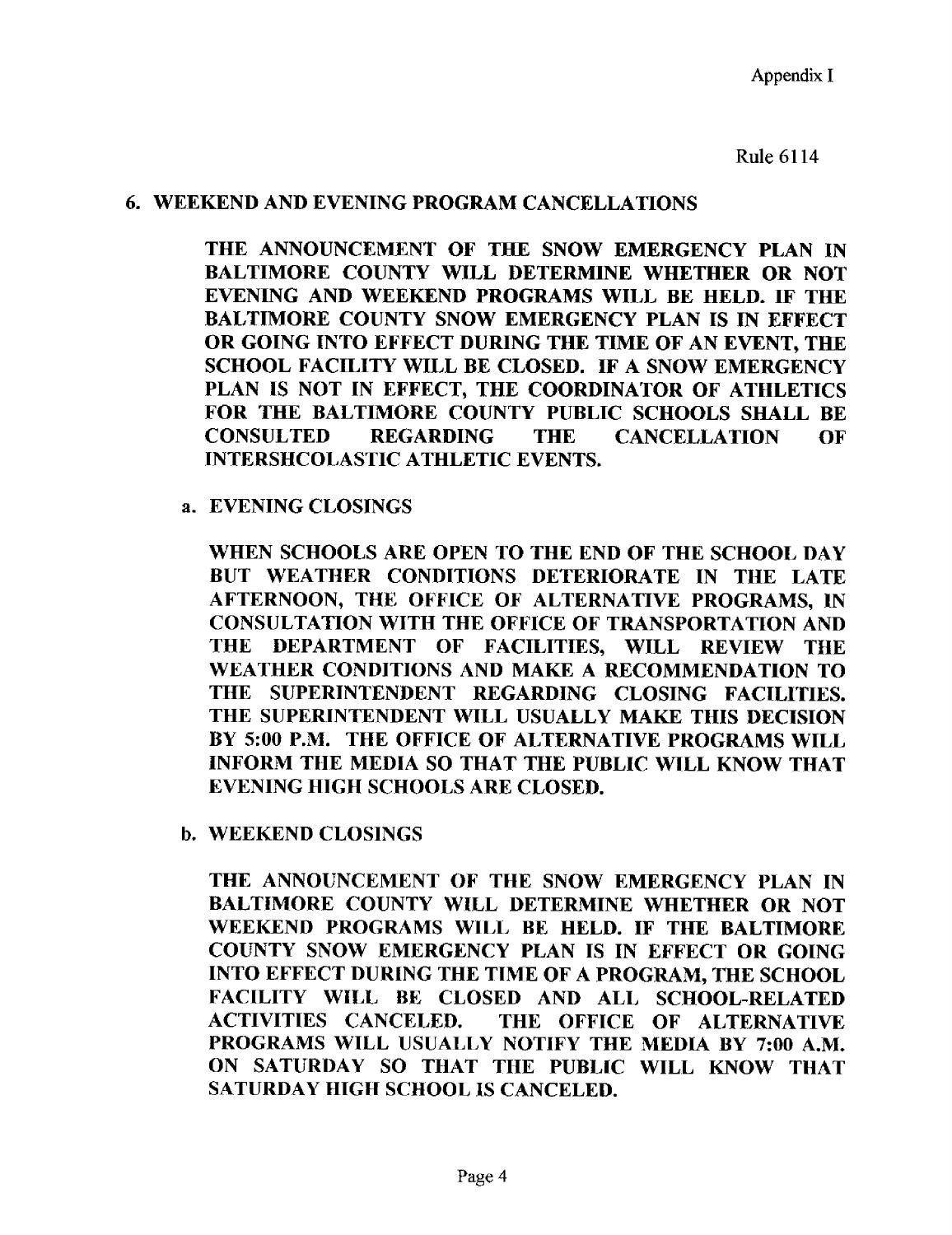Appendix I

Rule 6114

## 6. WEEKEND AND EVENING PROGRAM CANCELLATIONS

THE ANNOUNCEMENT OF THE SNOW EMERGENCY PLAN IN BALTIMORE COUNTY WILL DETERMINE WHETHER OR NOT EVENING AND WEEKEND PROGRAMS WILL BE HELD. IF THE BALTIMORE COUNTY SNOW EMERGENCY PLAN IS IN EFFECT OR GOING INTO EFFECT DURING THE TIME OF AN EVENT, THE SCHOOL FACILITY WILL BE CLOSED. IF A SNOW EMERGENCY PLAN IS NOT IN EFFECT, THE COORDINATOR OF ATHLETICS FOR THE BALTIMORE COUNTY PUBLIC SCHOOLS SHALL BE CONSULTED REGARDING THE CANCELLATION OF INTERSHCOLASTIC ATHLETIC EVENTS.

### a. EVENING CLOSINGS

WHEN SCHOOLS ARE OPEN TO THE END OF THE SCHOOL DAY BUT WEATHER CONDITIONS DETERIORATE IN THE LATE AFTERNOON, THE OFFICE OF ALTERNATIVE PROGRAMS, IN CONSULTATION WITH THE OFFICE OF TRANSPORTATION AND THE DEPARTMENT OF FACILITIES, WILL REVIEW THE WEATHER CONDITIONS AND MAKE A RECOMMENDATION TO THE SUPERINTENDENT REGARDING CLOSING FACILITIES. THE SUPERINTENDENT WILL USUALLY MAKE THIS DECISION BY 5:00 P.M. THE OFFICE OF ALTERNATIVE PROGRAMS WILL INFORM THE MEDIA SO THAT THE PUBLIC WILL KNOW THAT EVENING HIGH SCHOOLS ARE CLOSED.

### b. WEEKEND CLOSINGS

THE ANNOUNCEMENT OF THE SNOW EMERGENCY PLAN IN BALTIMORE COUNTY WILL DETERMINE WHETHER OR NOT WEEKEND PROGRAMS WILL BE HELD. IF THE BALTIMORE COUNTY SNOW EMERGENCY PLAN IS IN EFFECT OR GOING INTO EFFECT DURING THE TIME OF A PROGRAM, THE SCHOOL FACILITY WILL BE CLOSED AND ALL SCHOOL-RELATED ACTIVITIES CANCELED. THE OFFICE OF ALTERNATIVE PROGRAMS WILL USUALLY NOTIFY THE MEDIA BY 7:00 A.M. ON SATURDAY SO THAT THE PUBLIC WILL KNOW THAT SATURDAY HIGH SCHOOL IS CANCELED.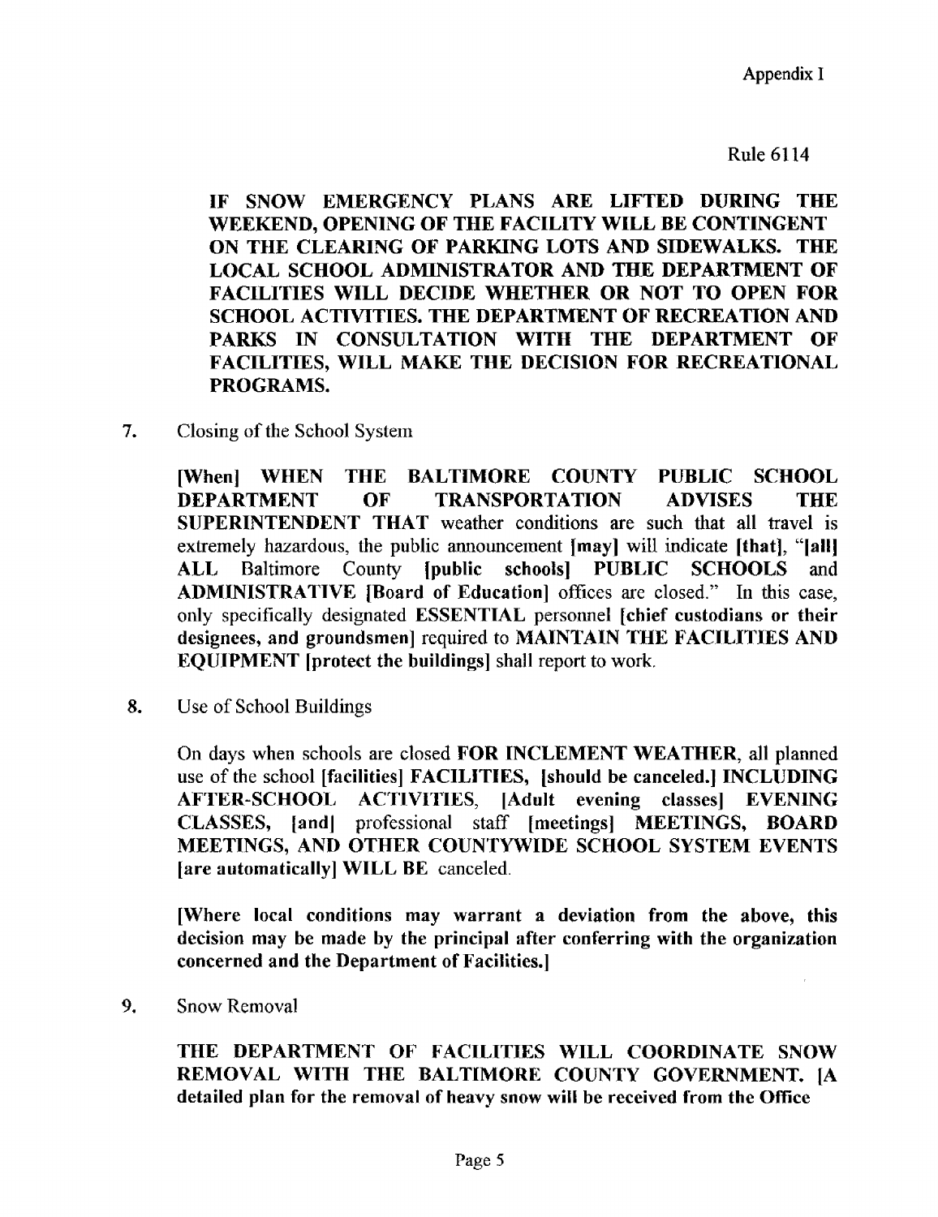Appendix I

Rule 6114

**IF SNOW EMERGENCY PLANS ARE LIFTED DURING THE WEEKEND, OPENING OF THE FACILITY WILL BE CONTINGENT ON THE CLEARING OF PARKING LOTS AND SIDEWALKS. THE LOCAL SCHOOL ADMINISTRATOR AND THE DEPARTMENT OF FACILITIES WILL DECIDE WHETHER OR NOT TO OPEN FOR SCHOOL ACTIVITIES. THE DEPARTMENT OF RECREATION AND PARKS IN CONSULTATION WITH THE DEPARTMENT OF FACILITIES, WILL MAKE THE DECISION FOR RECREATIONAL PROGRAMS.**

7. Closing of the School System

   **[When] WHEN THE BALTIMORE COUNTY PUBLIC SCHOOL DEPARTMENT OF TRANSPORTATION ADVISES THE SUPERINTENDENT THAT** weather conditions are such that all travel is extremely hazardous, the public announcement **[may]** will indicate **[that]**, "**[all] ALL** Baltimore County **[public schools] PUBLIC SCHOOLS** and **ADMINISTRATIVE [Board of Education]** offices are closed." In this case, only specifically designated **ESSENTIAL** personnel **[chief custodians or their designees, and groundsmen]** required to **MAINTAIN THE FACILITIES AND EQUIPMENT [protect the buildings]** shall report to work.

8. Use of School Buildings

   On days when schools are closed **FOR INCLEMENT WEATHER**, all planned use of the school **[facilities] FACILITIES, [should be canceled.] INCLUDING AFTER-SCHOOL ACTIVITIES, [Adult evening classes] EVENING CLASSES, [and]** professional staff **[meetings] MEETINGS, BOARD MEETINGS, AND OTHER COUNTYWIDE SCHOOL SYSTEM EVENTS [are automatically] WILL BE** canceled.

   **[Where local conditions may warrant a deviation from the above, this decision may be made by the principal after conferring with the organization concerned and the Department of Facilities.]**

9. Snow Removal

   **THE DEPARTMENT OF FACILITIES WILL COORDINATE SNOW REMOVAL WITH THE BALTIMORE COUNTY GOVERNMENT. [A detailed plan for the removal of heavy snow will be received from the Office**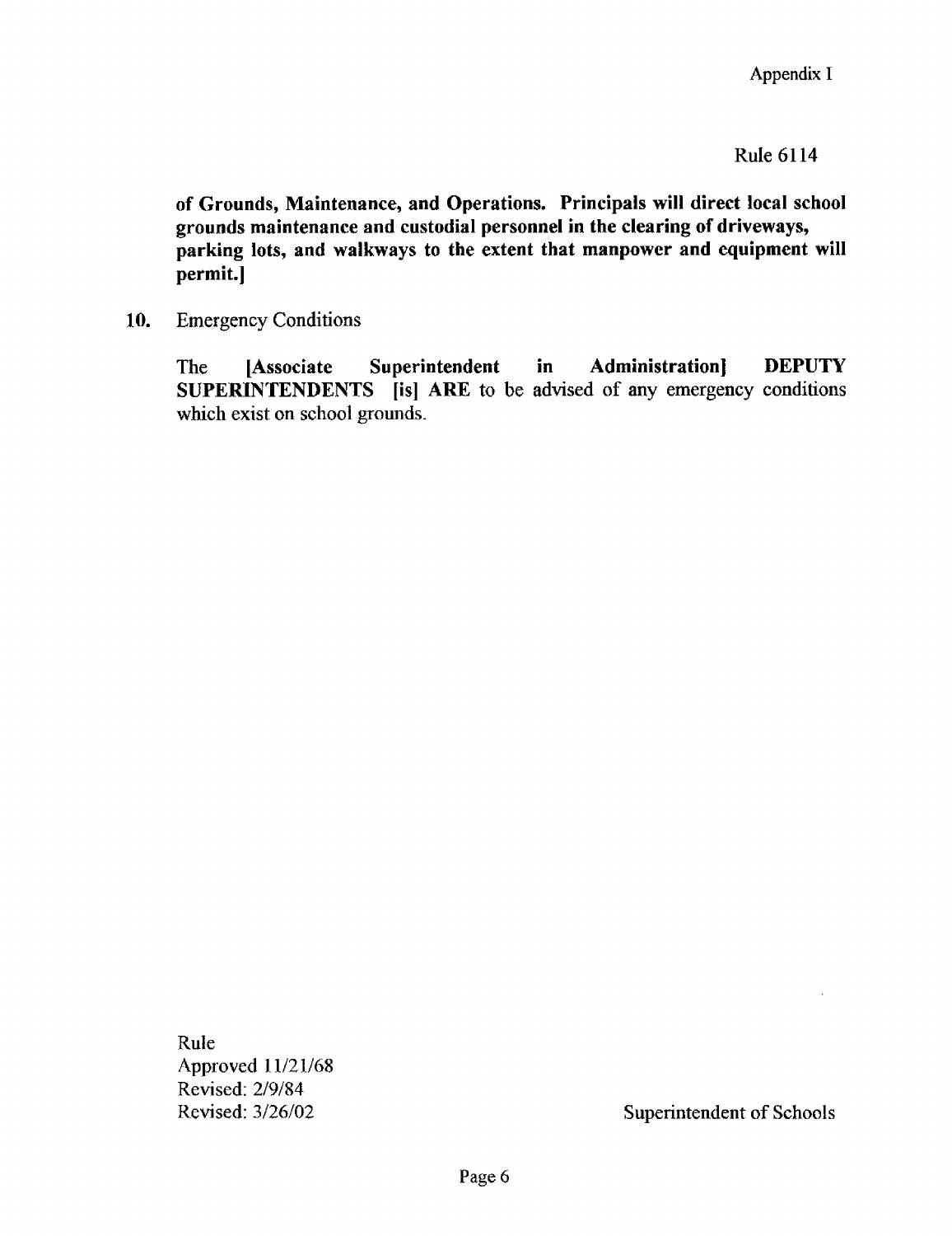Appendix I

Rule 6114

**of Grounds, Maintenance, and Operations. Principals will direct local school grounds maintenance and custodial personnel in the clearing of driveways, parking lots, and walkways to the extent that manpower and equipment will permit.]**

**10.** Emergency Conditions

The **[Associate Superintendent in Administration] DEPUTY SUPERINTENDENTS** [is] **ARE** to be advised of any emergency conditions which exist on school grounds.

Rule
Approved 11/21/68
Revised: 2/9/84
Revised: 3/26/02

Superintendent of Schools